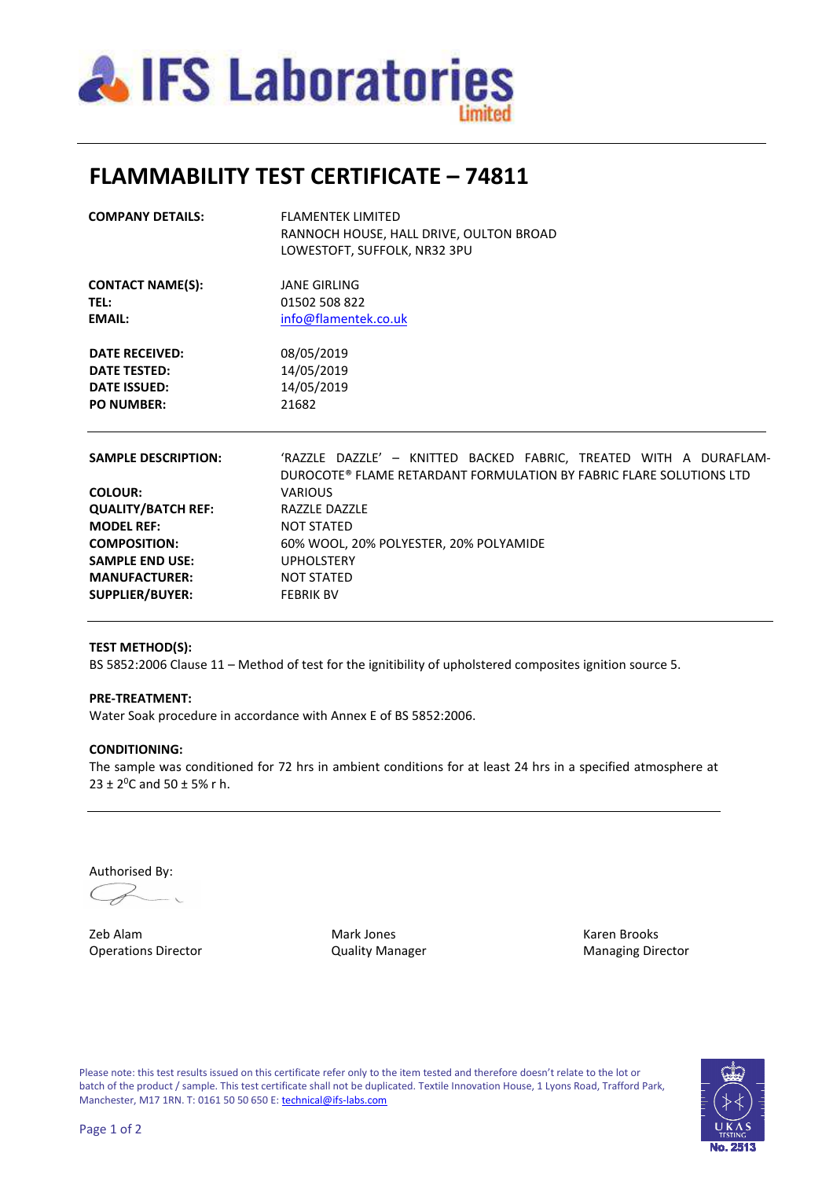IFS Laboratories Limited

# FLAMMABILITY TEST CERTIFICATE – 74811

| | |
|---|---|
| **COMPANY DETAILS:** | FLAMENTEK LIMITED<br>RANNOCH HOUSE, HALL DRIVE, OULTON BROAD<br>LOWESTOFT, SUFFOLK, NR32 3PU |
| **CONTACT NAME(S):** | JANE GIRLING |
| **TEL:** | 01502 508 822 |
| **EMAIL:** | info@flamentek.co.uk |
| **DATE RECEIVED:** | 08/05/2019 |
| **DATE TESTED:** | 14/05/2019 |
| **DATE ISSUED:** | 14/05/2019 |
| **PO NUMBER:** | 21682 |

| | |
|---|---|
| **SAMPLE DESCRIPTION:** | 'RAZZLE DAZZLE' – KNITTED BACKED FABRIC, TREATED WITH A DURAFLAM-DUROCOTE® FLAME RETARDANT FORMULATION BY FABRIC FLARE SOLUTIONS LTD |
| **COLOUR:** | VARIOUS |
| **QUALITY/BATCH REF:** | RAZZLE DAZZLE |
| **MODEL REF:** | NOT STATED |
| **COMPOSITION:** | 60% WOOL, 20% POLYESTER, 20% POLYAMIDE |
| **SAMPLE END USE:** | UPHOLSTERY |
| **MANUFACTURER:** | NOT STATED |
| **SUPPLIER/BUYER:** | FEBRIK BV |

**TEST METHOD(S):**

BS 5852:2006 Clause 11 – Method of test for the ignitibility of upholstered composites ignition source 5.

**PRE-TREATMENT:**

Water Soak procedure in accordance with Annex E of BS 5852:2006.

**CONDITIONING:**

The sample was conditioned for 72 hrs in ambient conditions for at least 24 hrs in a specified atmosphere at 23 ± 2$^0$C and 50 ± 5% r h.

Authorised By:

| Zeb Alam | Mark Jones | Karen Brooks |
|---|---|---|
| Operations Director | Quality Manager | Managing Director |

Please note: this test results issued on this certificate refer only to the item tested and therefore doesn't relate to the lot or batch of the product / sample. This test certificate shall not be duplicated. Textile Innovation House, 1 Lyons Road, Trafford Park, Manchester, M17 1RN. T: 0161 50 50 650 E: technical@ifs-labs.com

UKAS TESTING No. 2513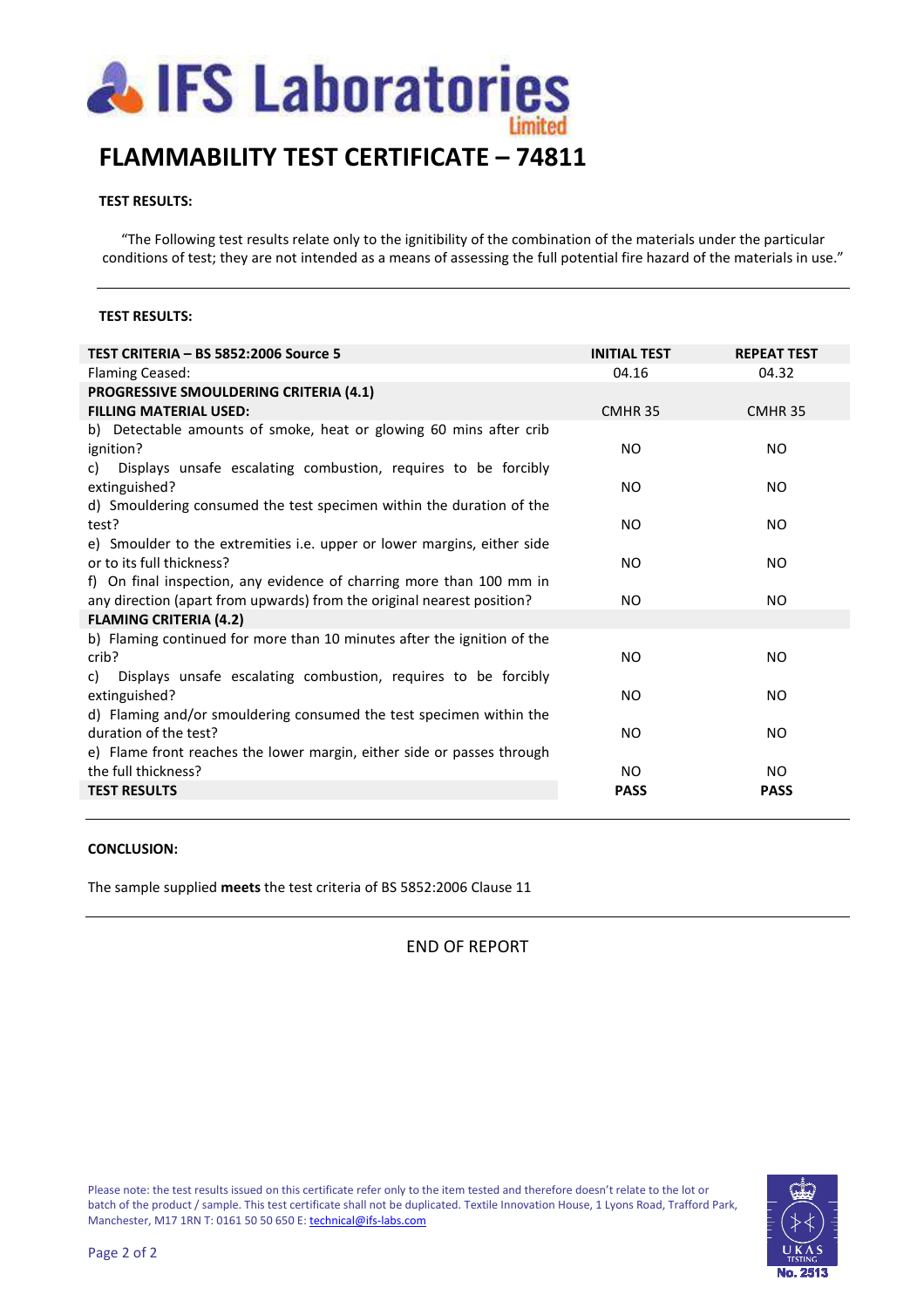# FLAMMABILITY TEST CERTIFICATE – 74811

**TEST RESULTS:**

"The Following test results relate only to the ignitibility of the combination of the materials under the particular conditions of test; they are not intended as a means of assessing the full potential fire hazard of the materials in use."

**TEST RESULTS:**

| TEST CRITERIA – BS 5852:2006 Source 5 | INITIAL TEST | REPEAT TEST |
|---|---|---|
| Flaming Ceased: | 04.16 | 04.32 |
| **PROGRESSIVE SMOULDERING CRITERIA (4.1)** | | |
| **FILLING MATERIAL USED:** | CMHR 35 | CMHR 35 |
| b) Detectable amounts of smoke, heat or glowing 60 mins after crib ignition? | NO | NO |
| c) Displays unsafe escalating combustion, requires to be forcibly extinguished? | NO | NO |
| d) Smouldering consumed the test specimen within the duration of the test? | NO | NO |
| e) Smoulder to the extremities i.e. upper or lower margins, either side or to its full thickness? | NO | NO |
| f) On final inspection, any evidence of charring more than 100 mm in any direction (apart from upwards) from the original nearest position? | NO | NO |
| **FLAMING CRITERIA (4.2)** | | |
| b) Flaming continued for more than 10 minutes after the ignition of the crib? | NO | NO |
| c) Displays unsafe escalating combustion, requires to be forcibly extinguished? | NO | NO |
| d) Flaming and/or smouldering consumed the test specimen within the duration of the test? | NO | NO |
| e) Flame front reaches the lower margin, either side or passes through the full thickness? | NO | NO |
| **TEST RESULTS** | **PASS** | **PASS** |

**CONCLUSION:**

The sample supplied **meets** the test criteria of BS 5852:2006 Clause 11

END OF REPORT

Please note: the test results issued on this certificate refer only to the item tested and therefore doesn't relate to the lot or batch of the product / sample. This test certificate shall not be duplicated. Textile Innovation House, 1 Lyons Road, Trafford Park, Manchester, M17 1RN T: 0161 50 50 650 E: technical@ifs-labs.com

UKAS TESTING No. 2513